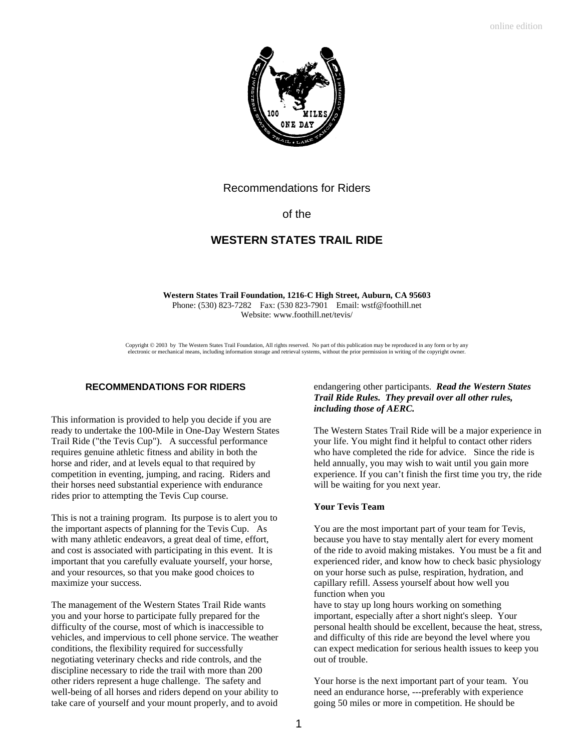online edition

Recommendations for Riders

of the

# WESTERN STATES TRAIL RIDE

**Western States Trail Foundation, 1216-C High Street, Auburn, CA 95603**
Phone: (530) 823-7282 Fax: (530 823-7901 Email: wstf@foothill.net
Website: www.foothill.net/tevis/

Copyright © 2003 by The Western States Trail Foundation, All rights reserved. No part of this publication may be reproduced in any form or by any electronic or mechanical means, including information storage and retrieval systems, without the prior permission in writing of the copyright owner.

## RECOMMENDATIONS FOR RIDERS

This information is provided to help you decide if you are ready to undertake the 100-Mile in One-Day Western States Trail Ride ("the Tevis Cup"). A successful performance requires genuine athletic fitness and ability in both the horse and rider, and at levels equal to that required by competition in eventing, jumping, and racing. Riders and their horses need substantial experience with endurance rides prior to attempting the Tevis Cup course.

This is not a training program. Its purpose is to alert you to the important aspects of planning for the Tevis Cup. As with many athletic endeavors, a great deal of time, effort, and cost is associated with participating in this event. It is important that you carefully evaluate yourself, your horse, and your resources, so that you make good choices to maximize your success.

The management of the Western States Trail Ride wants you and your horse to participate fully prepared for the difficulty of the course, most of which is inaccessible to vehicles, and impervious to cell phone service. The weather conditions, the flexibility required for successfully negotiating veterinary checks and ride controls, and the discipline necessary to ride the trail with more than 200 other riders represent a huge challenge. The safety and well-being of all horses and riders depend on your ability to take care of yourself and your mount properly, and to avoid endangering other participants. ***Read the Western States Trail Ride Rules. They prevail over all other rules, including those of AERC.***

The Western States Trail Ride will be a major experience in your life. You might find it helpful to contact other riders who have completed the ride for advice. Since the ride is held annually, you may wish to wait until you gain more experience. If you can't finish the first time you try, the ride will be waiting for you next year.

### Your Tevis Team

You are the most important part of your team for Tevis, because you have to stay mentally alert for every moment of the ride to avoid making mistakes. You must be a fit and experienced rider, and know how to check basic physiology on your horse such as pulse, respiration, hydration, and capillary refill. Assess yourself about how well you function when you have to stay up long hours working on something important, especially after a short night's sleep. Your personal health should be excellent, because the heat, stress, and difficulty of this ride are beyond the level where you can expect medication for serious health issues to keep you out of trouble.

Your horse is the next important part of your team. You need an endurance horse, ---preferably with experience going 50 miles or more in competition. He should be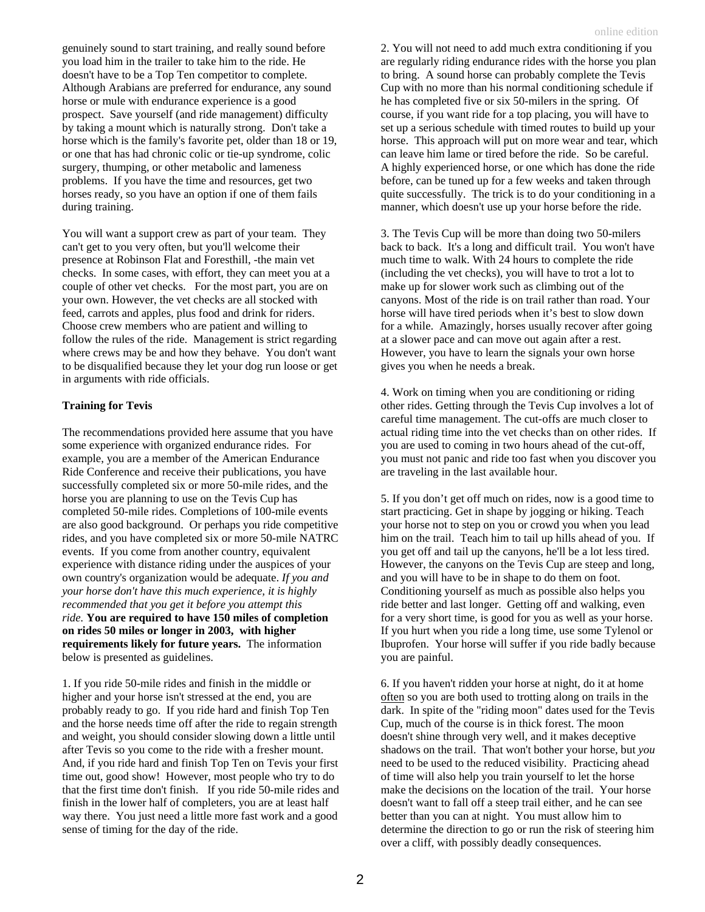genuinely sound to start training, and really sound before you load him in the trailer to take him to the ride. He doesn't have to be a Top Ten competitor to complete. Although Arabians are preferred for endurance, any sound horse or mule with endurance experience is a good prospect. Save yourself (and ride management) difficulty by taking a mount which is naturally strong. Don't take a horse which is the family's favorite pet, older than 18 or 19, or one that has had chronic colic or tie-up syndrome, colic surgery, thumping, or other metabolic and lameness problems. If you have the time and resources, get two horses ready, so you have an option if one of them fails during training.

You will want a support crew as part of your team. They can't get to you very often, but you'll welcome their presence at Robinson Flat and Foresthill, -the main vet checks. In some cases, with effort, they can meet you at a couple of other vet checks. For the most part, you are on your own. However, the vet checks are all stocked with feed, carrots and apples, plus food and drink for riders. Choose crew members who are patient and willing to follow the rules of the ride. Management is strict regarding where crews may be and how they behave. You don't want to be disqualified because they let your dog run loose or get in arguments with ride officials.

**Training for Tevis**

The recommendations provided here assume that you have some experience with organized endurance rides. For example, you are a member of the American Endurance Ride Conference and receive their publications, you have successfully completed six or more 50-mile rides, and the horse you are planning to use on the Tevis Cup has completed 50-mile rides. Completions of 100-mile events are also good background. Or perhaps you ride competitive rides, and you have completed six or more 50-mile NATRC events. If you come from another country, equivalent experience with distance riding under the auspices of your own country's organization would be adequate. *If you and your horse don't have this much experience, it is highly recommended that you get it before you attempt this ride.* **You are required to have 150 miles of completion on rides 50 miles or longer in 2003, with higher requirements likely for future years.** The information below is presented as guidelines.

1. If you ride 50-mile rides and finish in the middle or higher and your horse isn't stressed at the end, you are probably ready to go. If you ride hard and finish Top Ten and the horse needs time off after the ride to regain strength and weight, you should consider slowing down a little until after Tevis so you come to the ride with a fresher mount. And, if you ride hard and finish Top Ten on Tevis your first time out, good show! However, most people who try to do that the first time don't finish. If you ride 50-mile rides and finish in the lower half of completers, you are at least half way there. You just need a little more fast work and a good sense of timing for the day of the ride.

2. You will not need to add much extra conditioning if you are regularly riding endurance rides with the horse you plan to bring. A sound horse can probably complete the Tevis Cup with no more than his normal conditioning schedule if he has completed five or six 50-milers in the spring. Of course, if you want ride for a top placing, you will have to set up a serious schedule with timed routes to build up your horse. This approach will put on more wear and tear, which can leave him lame or tired before the ride. So be careful. A highly experienced horse, or one which has done the ride before, can be tuned up for a few weeks and taken through quite successfully. The trick is to do your conditioning in a manner, which doesn't use up your horse before the ride.

3. The Tevis Cup will be more than doing two 50-milers back to back. It's a long and difficult trail. You won't have much time to walk. With 24 hours to complete the ride (including the vet checks), you will have to trot a lot to make up for slower work such as climbing out of the canyons. Most of the ride is on trail rather than road. Your horse will have tired periods when it's best to slow down for a while. Amazingly, horses usually recover after going at a slower pace and can move out again after a rest. However, you have to learn the signals your own horse gives you when he needs a break.

4. Work on timing when you are conditioning or riding other rides. Getting through the Tevis Cup involves a lot of careful time management. The cut-offs are much closer to actual riding time into the vet checks than on other rides. If you are used to coming in two hours ahead of the cut-off, you must not panic and ride too fast when you discover you are traveling in the last available hour.

5. If you don't get off much on rides, now is a good time to start practicing. Get in shape by jogging or hiking. Teach your horse not to step on you or crowd you when you lead him on the trail. Teach him to tail up hills ahead of you. If you get off and tail up the canyons, he'll be a lot less tired. However, the canyons on the Tevis Cup are steep and long, and you will have to be in shape to do them on foot. Conditioning yourself as much as possible also helps you ride better and last longer. Getting off and walking, even for a very short time, is good for you as well as your horse. If you hurt when you ride a long time, use some Tylenol or Ibuprofen. Your horse will suffer if you ride badly because you are painful.

6. If you haven't ridden your horse at night, do it at home often so you are both used to trotting along on trails in the dark. In spite of the "riding moon" dates used for the Tevis Cup, much of the course is in thick forest. The moon doesn't shine through very well, and it makes deceptive shadows on the trail. That won't bother your horse, but *you* need to be used to the reduced visibility. Practicing ahead of time will also help you train yourself to let the horse make the decisions on the location of the trail. Your horse doesn't want to fall off a steep trail either, and he can see better than you can at night. You must allow him to determine the direction to go or run the risk of steering him over a cliff, with possibly deadly consequences.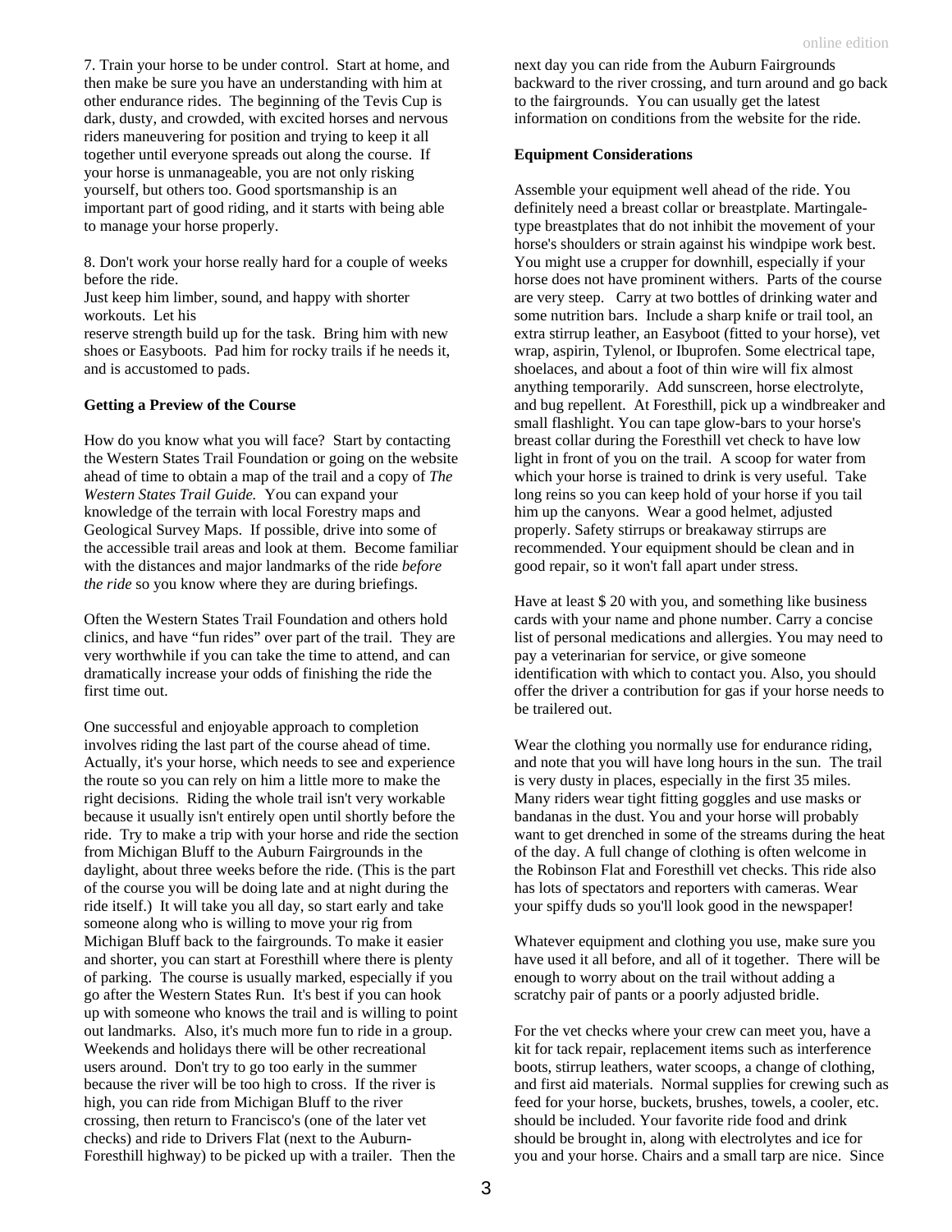7. Train your horse to be under control. Start at home, and then make be sure you have an understanding with him at other endurance rides. The beginning of the Tevis Cup is dark, dusty, and crowded, with excited horses and nervous riders maneuvering for position and trying to keep it all together until everyone spreads out along the course. If your horse is unmanageable, you are not only risking yourself, but others too. Good sportsmanship is an important part of good riding, and it starts with being able to manage your horse properly.

8. Don't work your horse really hard for a couple of weeks before the ride.
Just keep him limber, sound, and happy with shorter workouts. Let his
reserve strength build up for the task. Bring him with new shoes or Easyboots. Pad him for rocky trails if he needs it, and is accustomed to pads.

**Getting a Preview of the Course**

How do you know what you will face? Start by contacting the Western States Trail Foundation or going on the website ahead of time to obtain a map of the trail and a copy of *The Western States Trail Guide.* You can expand your knowledge of the terrain with local Forestry maps and Geological Survey Maps. If possible, drive into some of the accessible trail areas and look at them. Become familiar with the distances and major landmarks of the ride *before the ride* so you know where they are during briefings.

Often the Western States Trail Foundation and others hold clinics, and have "fun rides" over part of the trail. They are very worthwhile if you can take the time to attend, and can dramatically increase your odds of finishing the ride the first time out.

One successful and enjoyable approach to completion involves riding the last part of the course ahead of time. Actually, it's your horse, which needs to see and experience the route so you can rely on him a little more to make the right decisions. Riding the whole trail isn't very workable because it usually isn't entirely open until shortly before the ride. Try to make a trip with your horse and ride the section from Michigan Bluff to the Auburn Fairgrounds in the daylight, about three weeks before the ride. (This is the part of the course you will be doing late and at night during the ride itself.) It will take you all day, so start early and take someone along who is willing to move your rig from Michigan Bluff back to the fairgrounds. To make it easier and shorter, you can start at Foresthill where there is plenty of parking. The course is usually marked, especially if you go after the Western States Run. It's best if you can hook up with someone who knows the trail and is willing to point out landmarks. Also, it's much more fun to ride in a group. Weekends and holidays there will be other recreational users around. Don't try to go too early in the summer because the river will be too high to cross. If the river is high, you can ride from Michigan Bluff to the river crossing, then return to Francisco's (one of the later vet checks) and ride to Drivers Flat (next to the Auburn-Foresthill highway) to be picked up with a trailer. Then the next day you can ride from the Auburn Fairgrounds backward to the river crossing, and turn around and go back to the fairgrounds. You can usually get the latest information on conditions from the website for the ride.

**Equipment Considerations**

Assemble your equipment well ahead of the ride. You definitely need a breast collar or breastplate. Martingale-type breastplates that do not inhibit the movement of your horse's shoulders or strain against his windpipe work best. You might use a crupper for downhill, especially if your horse does not have prominent withers. Parts of the course are very steep. Carry at two bottles of drinking water and some nutrition bars. Include a sharp knife or trail tool, an extra stirrup leather, an Easyboot (fitted to your horse), vet wrap, aspirin, Tylenol, or Ibuprofen. Some electrical tape, shoelaces, and about a foot of thin wire will fix almost anything temporarily. Add sunscreen, horse electrolyte, and bug repellent. At Foresthill, pick up a windbreaker and small flashlight. You can tape glow-bars to your horse's breast collar during the Foresthill vet check to have low light in front of you on the trail. A scoop for water from which your horse is trained to drink is very useful. Take long reins so you can keep hold of your horse if you tail him up the canyons. Wear a good helmet, adjusted properly. Safety stirrups or breakaway stirrups are recommended. Your equipment should be clean and in good repair, so it won't fall apart under stress.

Have at least $ 20 with you, and something like business cards with your name and phone number. Carry a concise list of personal medications and allergies. You may need to pay a veterinarian for service, or give someone identification with which to contact you. Also, you should offer the driver a contribution for gas if your horse needs to be trailered out.

Wear the clothing you normally use for endurance riding, and note that you will have long hours in the sun. The trail is very dusty in places, especially in the first 35 miles. Many riders wear tight fitting goggles and use masks or bandanas in the dust. You and your horse will probably want to get drenched in some of the streams during the heat of the day. A full change of clothing is often welcome in the Robinson Flat and Foresthill vet checks. This ride also has lots of spectators and reporters with cameras. Wear your spiffy duds so you'll look good in the newspaper!

Whatever equipment and clothing you use, make sure you have used it all before, and all of it together. There will be enough to worry about on the trail without adding a scratchy pair of pants or a poorly adjusted bridle.

For the vet checks where your crew can meet you, have a kit for tack repair, replacement items such as interference boots, stirrup leathers, water scoops, a change of clothing, and first aid materials. Normal supplies for crewing such as feed for your horse, buckets, brushes, towels, a cooler, etc. should be included. Your favorite ride food and drink should be brought in, along with electrolytes and ice for you and your horse. Chairs and a small tarp are nice. Since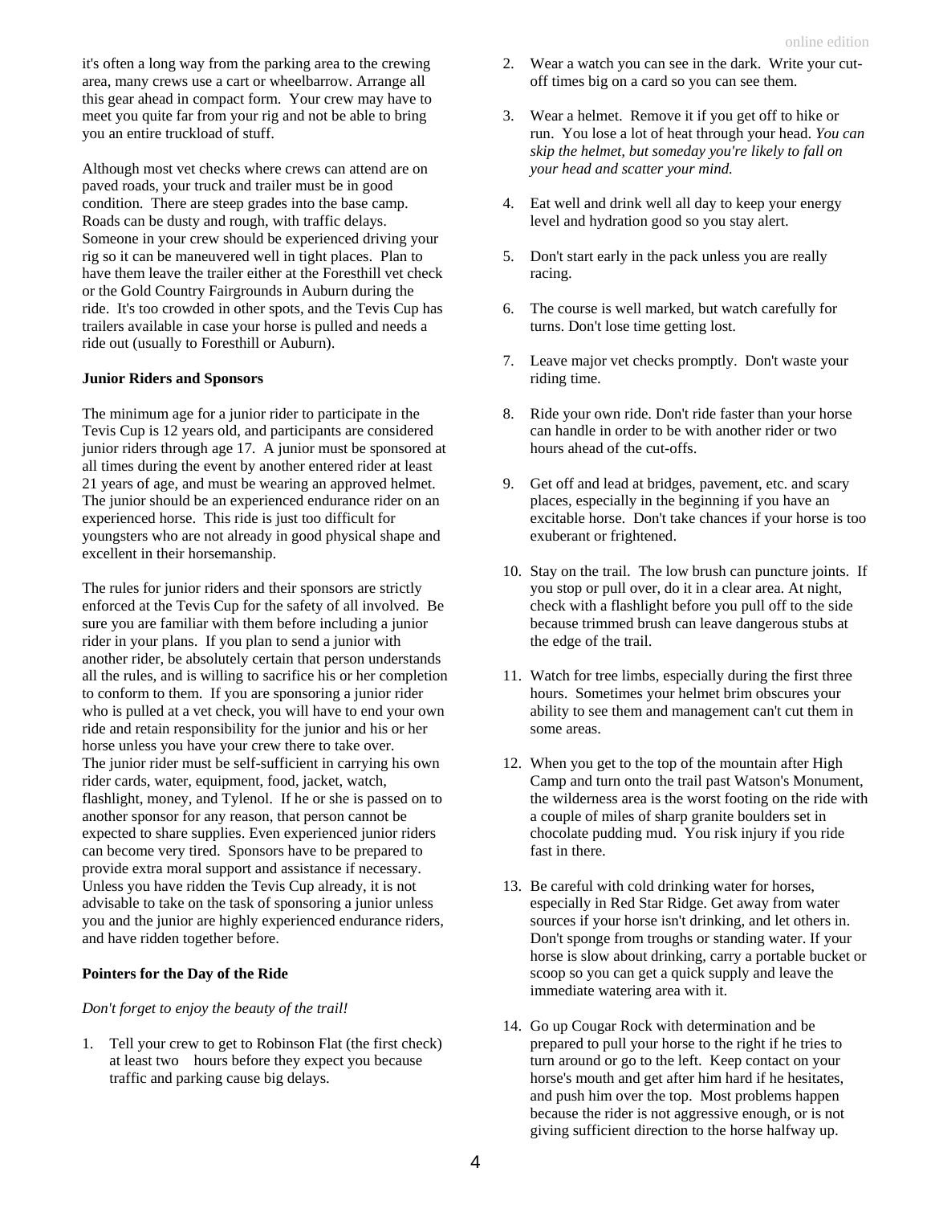it's often a long way from the parking area to the crewing area, many crews use a cart or wheelbarrow. Arrange all this gear ahead in compact form. Your crew may have to meet you quite far from your rig and not be able to bring you an entire truckload of stuff.

Although most vet checks where crews can attend are on paved roads, your truck and trailer must be in good condition. There are steep grades into the base camp. Roads can be dusty and rough, with traffic delays. Someone in your crew should be experienced driving your rig so it can be maneuvered well in tight places. Plan to have them leave the trailer either at the Foresthill vet check or the Gold Country Fairgrounds in Auburn during the ride. It's too crowded in other spots, and the Tevis Cup has trailers available in case your horse is pulled and needs a ride out (usually to Foresthill or Auburn).

**Junior Riders and Sponsors**

The minimum age for a junior rider to participate in the Tevis Cup is 12 years old, and participants are considered junior riders through age 17. A junior must be sponsored at all times during the event by another entered rider at least 21 years of age, and must be wearing an approved helmet. The junior should be an experienced endurance rider on an experienced horse. This ride is just too difficult for youngsters who are not already in good physical shape and excellent in their horsemanship.

The rules for junior riders and their sponsors are strictly enforced at the Tevis Cup for the safety of all involved. Be sure you are familiar with them before including a junior rider in your plans. If you plan to send a junior with another rider, be absolutely certain that person understands all the rules, and is willing to sacrifice his or her completion to conform to them. If you are sponsoring a junior rider who is pulled at a vet check, you will have to end your own ride and retain responsibility for the junior and his or her horse unless you have your crew there to take over. The junior rider must be self-sufficient in carrying his own rider cards, water, equipment, food, jacket, watch, flashlight, money, and Tylenol. If he or she is passed on to another sponsor for any reason, that person cannot be expected to share supplies. Even experienced junior riders can become very tired. Sponsors have to be prepared to provide extra moral support and assistance if necessary. Unless you have ridden the Tevis Cup already, it is not advisable to take on the task of sponsoring a junior unless you and the junior are highly experienced endurance riders, and have ridden together before.

**Pointers for the Day of the Ride**

*Don't forget to enjoy the beauty of the trail!*

1. Tell your crew to get to Robinson Flat (the first check) at least two hours before they expect you because traffic and parking cause big delays.
2. Wear a watch you can see in the dark. Write your cut-off times big on a card so you can see them.
3. Wear a helmet. Remove it if you get off to hike or run. You lose a lot of heat through your head. *You can skip the helmet, but someday you're likely to fall on your head and scatter your mind.*
4. Eat well and drink well all day to keep your energy level and hydration good so you stay alert.
5. Don't start early in the pack unless you are really racing.
6. The course is well marked, but watch carefully for turns. Don't lose time getting lost.
7. Leave major vet checks promptly. Don't waste your riding time.
8. Ride your own ride. Don't ride faster than your horse can handle in order to be with another rider or two hours ahead of the cut-offs.
9. Get off and lead at bridges, pavement, etc. and scary places, especially in the beginning if you have an excitable horse. Don't take chances if your horse is too exuberant or frightened.
10. Stay on the trail. The low brush can puncture joints. If you stop or pull over, do it in a clear area. At night, check with a flashlight before you pull off to the side because trimmed brush can leave dangerous stubs at the edge of the trail.
11. Watch for tree limbs, especially during the first three hours. Sometimes your helmet brim obscures your ability to see them and management can't cut them in some areas.
12. When you get to the top of the mountain after High Camp and turn onto the trail past Watson's Monument, the wilderness area is the worst footing on the ride with a couple of miles of sharp granite boulders set in chocolate pudding mud. You risk injury if you ride fast in there.
13. Be careful with cold drinking water for horses, especially in Red Star Ridge. Get away from water sources if your horse isn't drinking, and let others in. Don't sponge from troughs or standing water. If your horse is slow about drinking, carry a portable bucket or scoop so you can get a quick supply and leave the immediate watering area with it.
14. Go up Cougar Rock with determination and be prepared to pull your horse to the right if he tries to turn around or go to the left. Keep contact on your horse's mouth and get after him hard if he hesitates, and push him over the top. Most problems happen because the rider is not aggressive enough, or is not giving sufficient direction to the horse halfway up.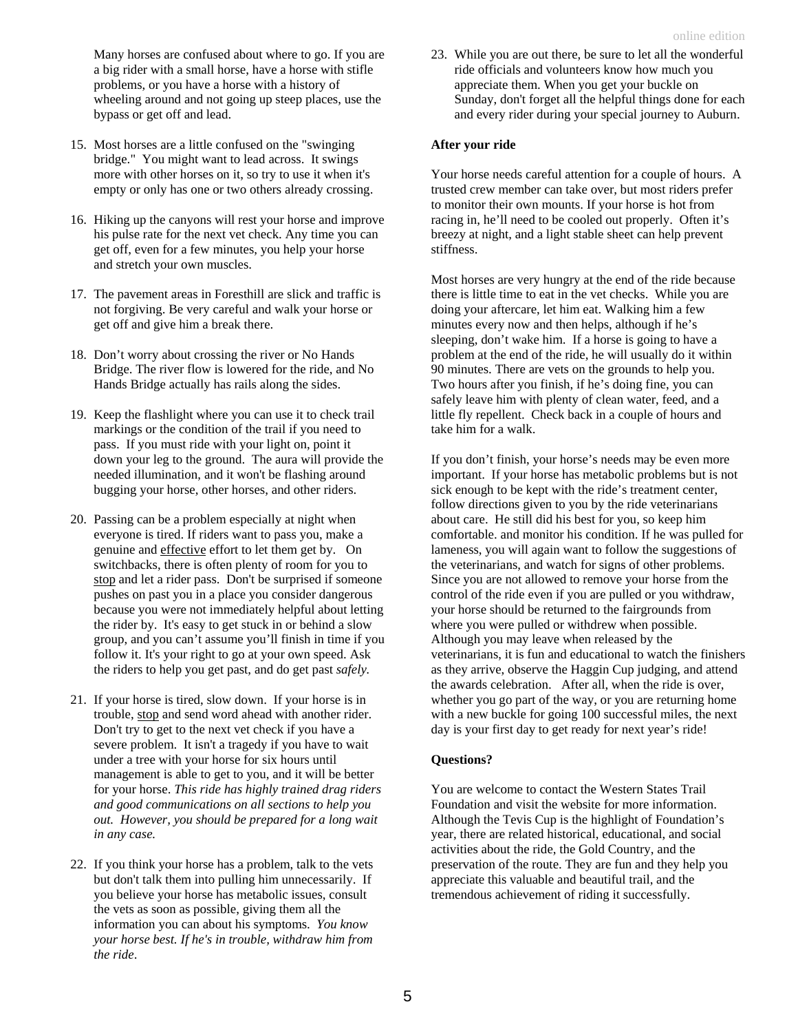Many horses are confused about where to go. If you are a big rider with a small horse, have a horse with stifle problems, or you have a horse with a history of wheeling around and not going up steep places, use the bypass or get off and lead.

15. Most horses are a little confused on the "swinging bridge." You might want to lead across. It swings more with other horses on it, so try to use it when it's empty or only has one or two others already crossing.

16. Hiking up the canyons will rest your horse and improve his pulse rate for the next vet check. Any time you can get off, even for a few minutes, you help your horse and stretch your own muscles.

17. The pavement areas in Foresthill are slick and traffic is not forgiving. Be very careful and walk your horse or get off and give him a break there.

18. Don't worry about crossing the river or No Hands Bridge. The river flow is lowered for the ride, and No Hands Bridge actually has rails along the sides.

19. Keep the flashlight where you can use it to check trail markings or the condition of the trail if you need to pass. If you must ride with your light on, point it down your leg to the ground. The aura will provide the needed illumination, and it won't be flashing around bugging your horse, other horses, and other riders.

20. Passing can be a problem especially at night when everyone is tired. If riders want to pass you, make a genuine and <u>effective</u> effort to let them get by. On switchbacks, there is often plenty of room for you to <u>stop</u> and let a rider pass. Don't be surprised if someone pushes on past you in a place you consider dangerous because you were not immediately helpful about letting the rider by. It's easy to get stuck in or behind a slow group, and you can't assume you'll finish in time if you follow it. It's your right to go at your own speed. Ask the riders to help you get past, and do get past *safely.*

21. If your horse is tired, slow down. If your horse is in trouble, <u>stop</u> and send word ahead with another rider. Don't try to get to the next vet check if you have a severe problem. It isn't a tragedy if you have to wait under a tree with your horse for six hours until management is able to get to you, and it will be better for your horse. *This ride has highly trained drag riders and good communications on all sections to help you out. However, you should be prepared for a long wait in any case.*

22. If you think your horse has a problem, talk to the vets but don't talk them into pulling him unnecessarily. If you believe your horse has metabolic issues, consult the vets as soon as possible, giving them all the information you can about his symptoms. *You know your horse best. If he's in trouble, withdraw him from the ride*.

23. While you are out there, be sure to let all the wonderful ride officials and volunteers know how much you appreciate them. When you get your buckle on Sunday, don't forget all the helpful things done for each and every rider during your special journey to Auburn.

**After your ride**

Your horse needs careful attention for a couple of hours. A trusted crew member can take over, but most riders prefer to monitor their own mounts. If your horse is hot from racing in, he'll need to be cooled out properly. Often it's breezy at night, and a light stable sheet can help prevent stiffness.

Most horses are very hungry at the end of the ride because there is little time to eat in the vet checks. While you are doing your aftercare, let him eat. Walking him a few minutes every now and then helps, although if he's sleeping, don't wake him. If a horse is going to have a problem at the end of the ride, he will usually do it within 90 minutes. There are vets on the grounds to help you. Two hours after you finish, if he's doing fine, you can safely leave him with plenty of clean water, feed, and a little fly repellent. Check back in a couple of hours and take him for a walk.

If you don't finish, your horse's needs may be even more important. If your horse has metabolic problems but is not sick enough to be kept with the ride's treatment center, follow directions given to you by the ride veterinarians about care. He still did his best for you, so keep him comfortable. and monitor his condition. If he was pulled for lameness, you will again want to follow the suggestions of the veterinarians, and watch for signs of other problems. Since you are not allowed to remove your horse from the control of the ride even if you are pulled or you withdraw, your horse should be returned to the fairgrounds from where you were pulled or withdrew when possible. Although you may leave when released by the veterinarians, it is fun and educational to watch the finishers as they arrive, observe the Haggin Cup judging, and attend the awards celebration. After all, when the ride is over, whether you go part of the way, or you are returning home with a new buckle for going 100 successful miles, the next day is your first day to get ready for next year's ride!

**Questions?**

You are welcome to contact the Western States Trail Foundation and visit the website for more information. Although the Tevis Cup is the highlight of Foundation's year, there are related historical, educational, and social activities about the ride, the Gold Country, and the preservation of the route. They are fun and they help you appreciate this valuable and beautiful trail, and the tremendous achievement of riding it successfully.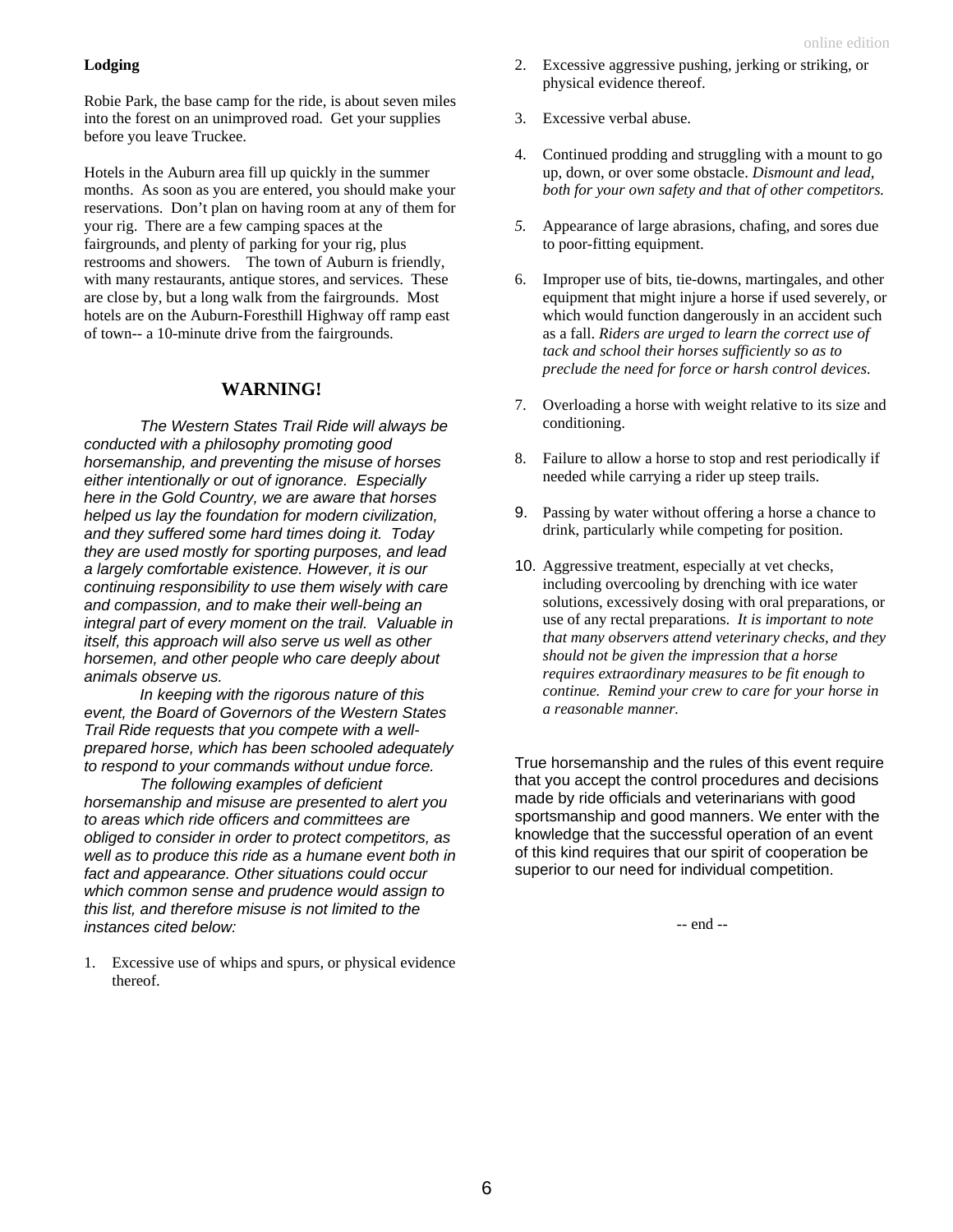**Lodging**

Robie Park, the base camp for the ride, is about seven miles into the forest on an unimproved road. Get your supplies before you leave Truckee.

Hotels in the Auburn area fill up quickly in the summer months. As soon as you are entered, you should make your reservations. Don't plan on having room at any of them for your rig. There are a few camping spaces at the fairgrounds, and plenty of parking for your rig, plus restrooms and showers. The town of Auburn is friendly, with many restaurants, antique stores, and services. These are close by, but a long walk from the fairgrounds. Most hotels are on the Auburn-Foresthill Highway off ramp east of town-- a 10-minute drive from the fairgrounds.

## WARNING!

*The Western States Trail Ride will always be conducted with a philosophy promoting good horsemanship, and preventing the misuse of horses either intentionally or out of ignorance. Especially here in the Gold Country, we are aware that horses helped us lay the foundation for modern civilization, and they suffered some hard times doing it. Today they are used mostly for sporting purposes, and lead a largely comfortable existence. However, it is our continuing responsibility to use them wisely with care and compassion, and to make their well-being an integral part of every moment on the trail. Valuable in itself, this approach will also serve us well as other horsemen, and other people who care deeply about animals observe us.*

*In keeping with the rigorous nature of this event, the Board of Governors of the Western States Trail Ride requests that you compete with a well-prepared horse, which has been schooled adequately to respond to your commands without undue force.*

*The following examples of deficient horsemanship and misuse are presented to alert you to areas which ride officers and committees are obliged to consider in order to protect competitors, as well as to produce this ride as a humane event both in fact and appearance. Other situations could occur which common sense and prudence would assign to this list, and therefore misuse is not limited to the instances cited below:*

1. Excessive use of whips and spurs, or physical evidence thereof.
2. Excessive aggressive pushing, jerking or striking, or physical evidence thereof.
3. Excessive verbal abuse.
4. Continued prodding and struggling with a mount to go up, down, or over some obstacle. *Dismount and lead, both for your own safety and that of other competitors.*
5. Appearance of large abrasions, chafing, and sores due to poor-fitting equipment.
6. Improper use of bits, tie-downs, martingales, and other equipment that might injure a horse if used severely, or which would function dangerously in an accident such as a fall. *Riders are urged to learn the correct use of tack and school their horses sufficiently so as to preclude the need for force or harsh control devices.*
7. Overloading a horse with weight relative to its size and conditioning.
8. Failure to allow a horse to stop and rest periodically if needed while carrying a rider up steep trails.
9. Passing by water without offering a horse a chance to drink, particularly while competing for position.
10. Aggressive treatment, especially at vet checks, including overcooling by drenching with ice water solutions, excessively dosing with oral preparations, or use of any rectal preparations. *It is important to note that many observers attend veterinary checks, and they should not be given the impression that a horse requires extraordinary measures to be fit enough to continue. Remind your crew to care for your horse in a reasonable manner.*

True horsemanship and the rules of this event require that you accept the control procedures and decisions made by ride officials and veterinarians with good sportsmanship and good manners. We enter with the knowledge that the successful operation of an event of this kind requires that our spirit of cooperation be superior to our need for individual competition.

-- end --